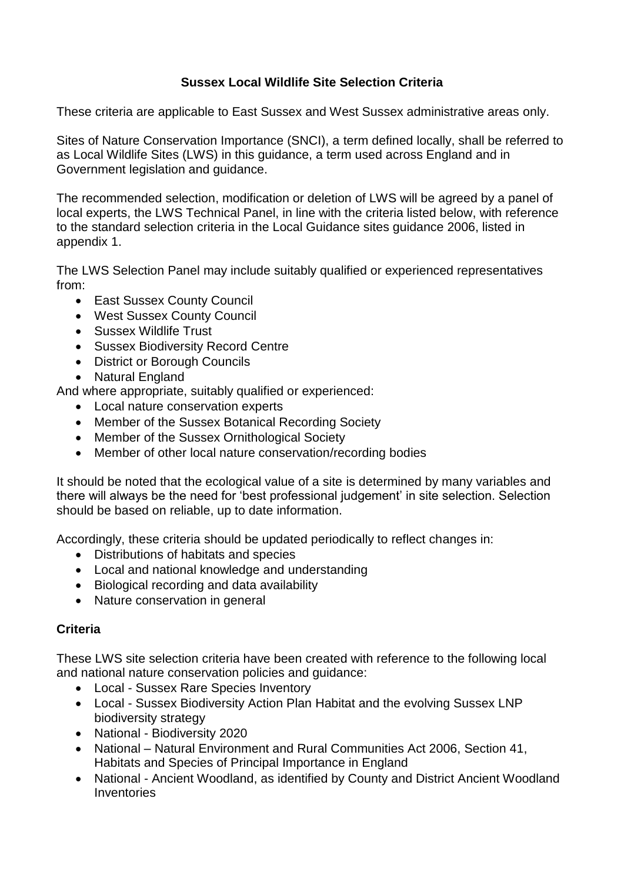# Sussex Local Wildlife Site Selection Criteria

These criteria are applicable to East Sussex and West Sussex administrative areas only.

Sites of Nature Conservation Importance (SNCI), a term defined locally, shall be referred to as Local Wildlife Sites (LWS) in this guidance, a term used across England and in Government legislation and guidance.

The recommended selection, modification or deletion of LWS will be agreed by a panel of local experts, the LWS Technical Panel, in line with the criteria listed below, with reference to the standard selection criteria in the Local Guidance sites guidance 2006, listed in appendix 1.

The LWS Selection Panel may include suitably qualified or experienced representatives from:

- East Sussex County Council
- West Sussex County Council
- Sussex Wildlife Trust
- Sussex Biodiversity Record Centre
- District or Borough Councils
- Natural England

And where appropriate, suitably qualified or experienced:

- Local nature conservation experts
- Member of the Sussex Botanical Recording Society
- Member of the Sussex Ornithological Society
- Member of other local nature conservation/recording bodies

It should be noted that the ecological value of a site is determined by many variables and there will always be the need for 'best professional judgement' in site selection. Selection should be based on reliable, up to date information.

Accordingly, these criteria should be updated periodically to reflect changes in:

- Distributions of habitats and species
- Local and national knowledge and understanding
- Biological recording and data availability
- Nature conservation in general

## Criteria

These LWS site selection criteria have been created with reference to the following local and national nature conservation policies and guidance:

- Local - Sussex Rare Species Inventory
- Local - Sussex Biodiversity Action Plan Habitat and the evolving Sussex LNP biodiversity strategy
- National - Biodiversity 2020
- National – Natural Environment and Rural Communities Act 2006, Section 41, Habitats and Species of Principal Importance in England
- National - Ancient Woodland, as identified by County and District Ancient Woodland Inventories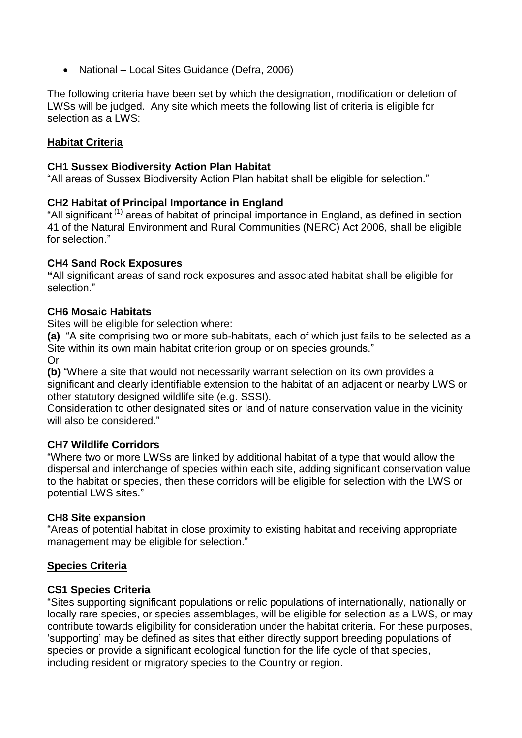- National – Local Sites Guidance (Defra, 2006)

The following criteria have been set by which the designation, modification or deletion of LWSs will be judged. Any site which meets the following list of criteria is eligible for selection as a LWS:

## Habitat Criteria

### CH1 Sussex Biodiversity Action Plan Habitat

"All areas of Sussex Biodiversity Action Plan habitat shall be eligible for selection."

### CH2 Habitat of Principal Importance in England

"All significant [(1)] areas of habitat of principal importance in England, as defined in section 41 of the Natural Environment and Rural Communities (NERC) Act 2006, shall be eligible for selection."

### CH4 Sand Rock Exposures

**"**All significant areas of sand rock exposures and associated habitat shall be eligible for selection."

### CH6 Mosaic Habitats

Sites will be eligible for selection where:

**(a)** "A site comprising two or more sub-habitats, each of which just fails to be selected as a Site within its own main habitat criterion group or on species grounds."

Or

**(b)** "Where a site that would not necessarily warrant selection on its own provides a significant and clearly identifiable extension to the habitat of an adjacent or nearby LWS or other statutory designed wildlife site (e.g. SSSI).

Consideration to other designated sites or land of nature conservation value in the vicinity will also be considered."

### CH7 Wildlife Corridors

"Where two or more LWSs are linked by additional habitat of a type that would allow the dispersal and interchange of species within each site, adding significant conservation value to the habitat or species, then these corridors will be eligible for selection with the LWS or potential LWS sites."

### CH8 Site expansion

"Areas of potential habitat in close proximity to existing habitat and receiving appropriate management may be eligible for selection."

## Species Criteria

### CS1 Species Criteria

"Sites supporting significant populations or relic populations of internationally, nationally or locally rare species, or species assemblages, will be eligible for selection as a LWS, or may contribute towards eligibility for consideration under the habitat criteria. For these purposes, 'supporting' may be defined as sites that either directly support breeding populations of species or provide a significant ecological function for the life cycle of that species, including resident or migratory species to the Country or region.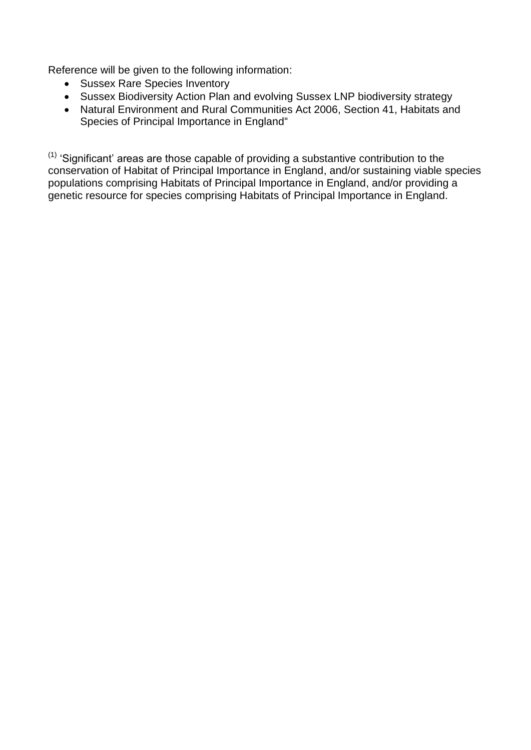Reference will be given to the following information:

- Sussex Rare Species Inventory
- Sussex Biodiversity Action Plan and evolving Sussex LNP biodiversity strategy
- Natural Environment and Rural Communities Act 2006, Section 41, Habitats and Species of Principal Importance in England"

[(1)] 'Significant' areas are those capable of providing a substantive contribution to the conservation of Habitat of Principal Importance in England, and/or sustaining viable species populations comprising Habitats of Principal Importance in England, and/or providing a genetic resource for species comprising Habitats of Principal Importance in England.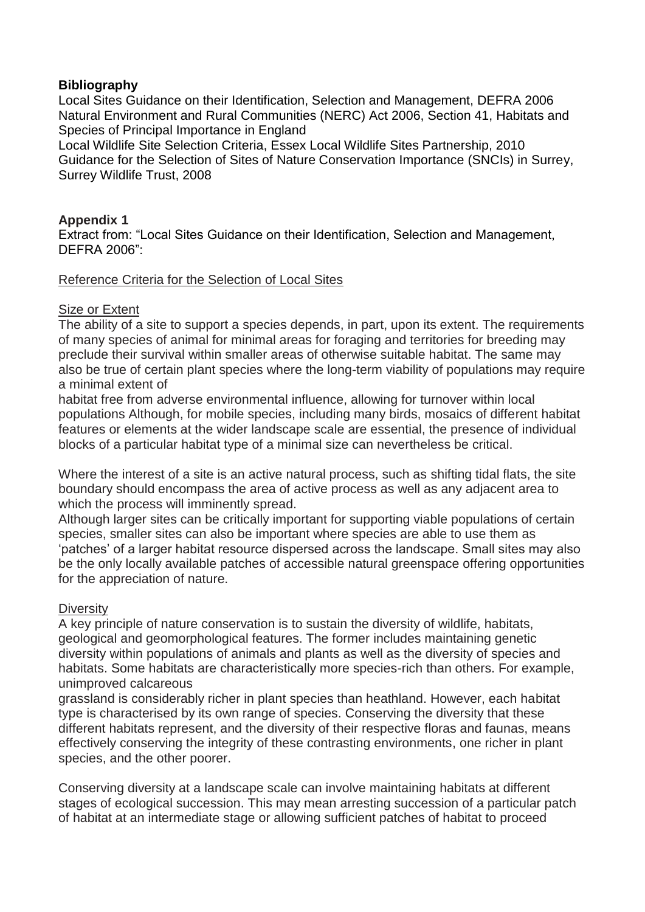**Bibliography**

Local Sites Guidance on their Identification, Selection and Management, DEFRA 2006
Natural Environment and Rural Communities (NERC) Act 2006, Section 41, Habitats and Species of Principal Importance in England
Local Wildlife Site Selection Criteria, Essex Local Wildlife Sites Partnership, 2010
Guidance for the Selection of Sites of Nature Conservation Importance (SNCIs) in Surrey, Surrey Wildlife Trust, 2008

**Appendix 1**

Extract from: "Local Sites Guidance on their Identification, Selection and Management, DEFRA 2006":

Reference Criteria for the Selection of Local Sites

Size or Extent

The ability of a site to support a species depends, in part, upon its extent. The requirements of many species of animal for minimal areas for foraging and territories for breeding may preclude their survival within smaller areas of otherwise suitable habitat. The same may also be true of certain plant species where the long-term viability of populations may require a minimal extent of habitat free from adverse environmental influence, allowing for turnover within local populations Although, for mobile species, including many birds, mosaics of different habitat features or elements at the wider landscape scale are essential, the presence of individual blocks of a particular habitat type of a minimal size can nevertheless be critical.

Where the interest of a site is an active natural process, such as shifting tidal flats, the site boundary should encompass the area of active process as well as any adjacent area to which the process will imminently spread.

Although larger sites can be critically important for supporting viable populations of certain species, smaller sites can also be important where species are able to use them as 'patches' of a larger habitat resource dispersed across the landscape. Small sites may also be the only locally available patches of accessible natural greenspace offering opportunities for the appreciation of nature.

Diversity

A key principle of nature conservation is to sustain the diversity of wildlife, habitats, geological and geomorphological features. The former includes maintaining genetic diversity within populations of animals and plants as well as the diversity of species and habitats. Some habitats are characteristically more species-rich than others. For example, unimproved calcareous grassland is considerably richer in plant species than heathland. However, each habitat type is characterised by its own range of species. Conserving the diversity that these different habitats represent, and the diversity of their respective floras and faunas, means effectively conserving the integrity of these contrasting environments, one richer in plant species, and the other poorer.

Conserving diversity at a landscape scale can involve maintaining habitats at different stages of ecological succession. This may mean arresting succession of a particular patch of habitat at an intermediate stage or allowing sufficient patches of habitat to proceed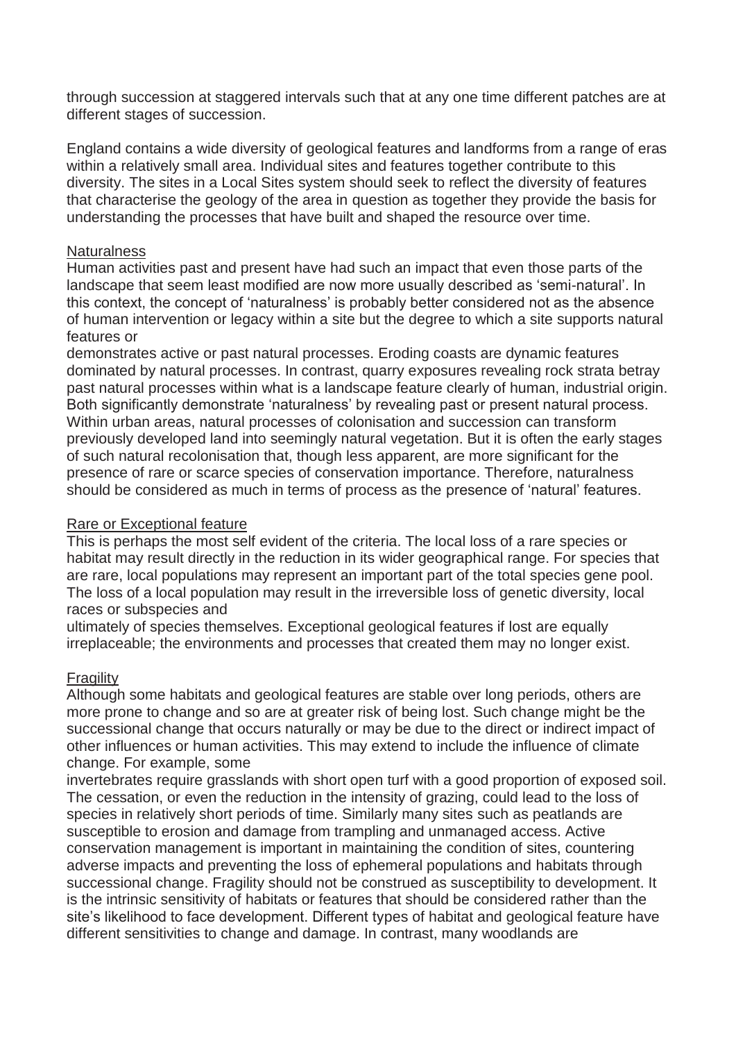through succession at staggered intervals such that at any one time different patches are at different stages of succession.

England contains a wide diversity of geological features and landforms from a range of eras within a relatively small area. Individual sites and features together contribute to this diversity. The sites in a Local Sites system should seek to reflect the diversity of features that characterise the geology of the area in question as together they provide the basis for understanding the processes that have built and shaped the resource over time.

Naturalness

Human activities past and present have had such an impact that even those parts of the landscape that seem least modified are now more usually described as 'semi-natural'. In this context, the concept of 'naturalness' is probably better considered not as the absence of human intervention or legacy within a site but the degree to which a site supports natural features or demonstrates active or past natural processes. Eroding coasts are dynamic features dominated by natural processes. In contrast, quarry exposures revealing rock strata betray past natural processes within what is a landscape feature clearly of human, industrial origin. Both significantly demonstrate 'naturalness' by revealing past or present natural process. Within urban areas, natural processes of colonisation and succession can transform previously developed land into seemingly natural vegetation. But it is often the early stages of such natural recolonisation that, though less apparent, are more significant for the presence of rare or scarce species of conservation importance. Therefore, naturalness should be considered as much in terms of process as the presence of 'natural' features.

Rare or Exceptional feature

This is perhaps the most self evident of the criteria. The local loss of a rare species or habitat may result directly in the reduction in its wider geographical range. For species that are rare, local populations may represent an important part of the total species gene pool. The loss of a local population may result in the irreversible loss of genetic diversity, local races or subspecies and ultimately of species themselves. Exceptional geological features if lost are equally irreplaceable; the environments and processes that created them may no longer exist.

Fragility

Although some habitats and geological features are stable over long periods, others are more prone to change and so are at greater risk of being lost. Such change might be the successional change that occurs naturally or may be due to the direct or indirect impact of other influences or human activities. This may extend to include the influence of climate change. For example, some invertebrates require grasslands with short open turf with a good proportion of exposed soil. The cessation, or even the reduction in the intensity of grazing, could lead to the loss of species in relatively short periods of time. Similarly many sites such as peatlands are susceptible to erosion and damage from trampling and unmanaged access. Active conservation management is important in maintaining the condition of sites, countering adverse impacts and preventing the loss of ephemeral populations and habitats through successional change. Fragility should not be construed as susceptibility to development. It is the intrinsic sensitivity of habitats or features that should be considered rather than the site's likelihood to face development. Different types of habitat and geological feature have different sensitivities to change and damage. In contrast, many woodlands are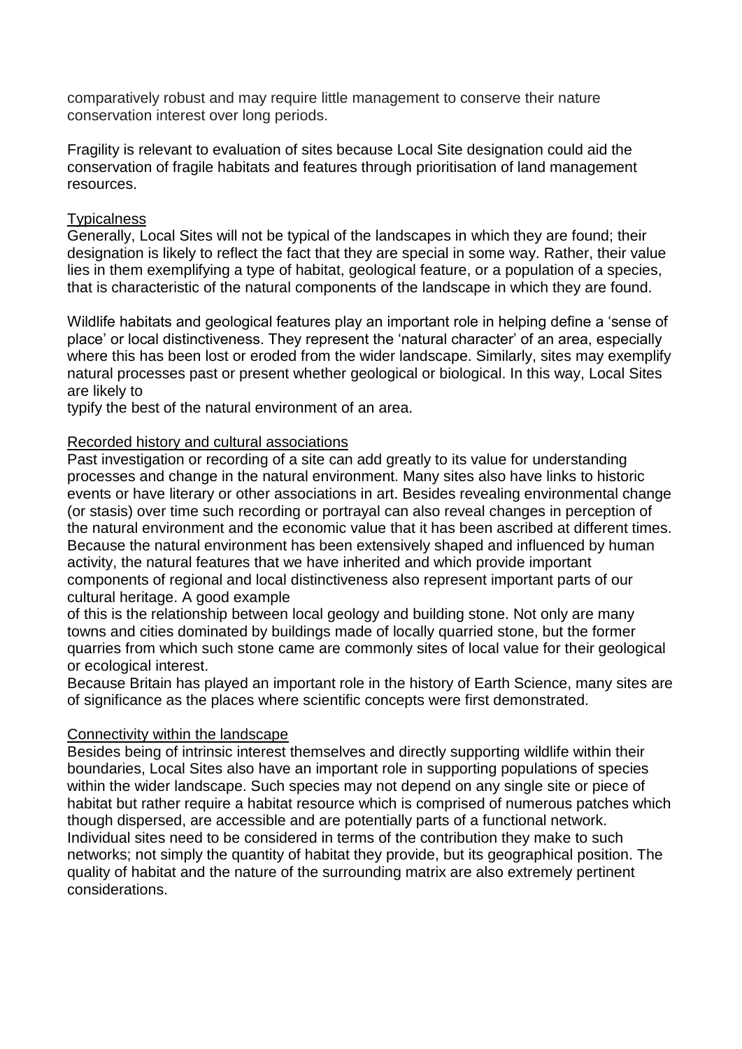comparatively robust and may require little management to conserve their nature conservation interest over long periods.

Fragility is relevant to evaluation of sites because Local Site designation could aid the conservation of fragile habitats and features through prioritisation of land management resources.

Typicalness

Generally, Local Sites will not be typical of the landscapes in which they are found; their designation is likely to reflect the fact that they are special in some way. Rather, their value lies in them exemplifying a type of habitat, geological feature, or a population of a species, that is characteristic of the natural components of the landscape in which they are found.

Wildlife habitats and geological features play an important role in helping define a 'sense of place' or local distinctiveness. They represent the 'natural character' of an area, especially where this has been lost or eroded from the wider landscape. Similarly, sites may exemplify natural processes past or present whether geological or biological. In this way, Local Sites are likely to typify the best of the natural environment of an area.

Recorded history and cultural associations

Past investigation or recording of a site can add greatly to its value for understanding processes and change in the natural environment. Many sites also have links to historic events or have literary or other associations in art. Besides revealing environmental change (or stasis) over time such recording or portrayal can also reveal changes in perception of the natural environment and the economic value that it has been ascribed at different times. Because the natural environment has been extensively shaped and influenced by human activity, the natural features that we have inherited and which provide important components of regional and local distinctiveness also represent important parts of our cultural heritage. A good example of this is the relationship between local geology and building stone. Not only are many towns and cities dominated by buildings made of locally quarried stone, but the former quarries from which such stone came are commonly sites of local value for their geological or ecological interest.

Because Britain has played an important role in the history of Earth Science, many sites are of significance as the places where scientific concepts were first demonstrated.

Connectivity within the landscape

Besides being of intrinsic interest themselves and directly supporting wildlife within their boundaries, Local Sites also have an important role in supporting populations of species within the wider landscape. Such species may not depend on any single site or piece of habitat but rather require a habitat resource which is comprised of numerous patches which though dispersed, are accessible and are potentially parts of a functional network. Individual sites need to be considered in terms of the contribution they make to such networks; not simply the quantity of habitat they provide, but its geographical position. The quality of habitat and the nature of the surrounding matrix are also extremely pertinent considerations.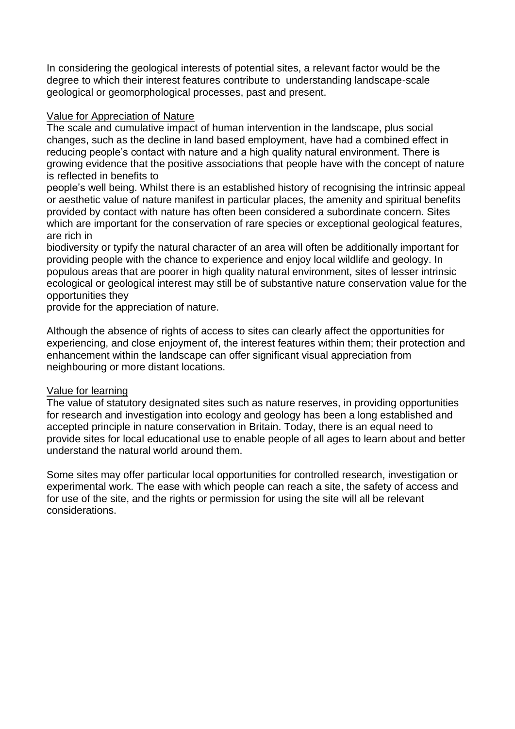In considering the geological interests of potential sites, a relevant factor would be the degree to which their interest features contribute to understanding landscape-scale geological or geomorphological processes, past and present.

## Value for Appreciation of Nature

The scale and cumulative impact of human intervention in the landscape, plus social changes, such as the decline in land based employment, have had a combined effect in reducing people's contact with nature and a high quality natural environment. There is growing evidence that the positive associations that people have with the concept of nature is reflected in benefits to people's well being. Whilst there is an established history of recognising the intrinsic appeal or aesthetic value of nature manifest in particular places, the amenity and spiritual benefits provided by contact with nature has often been considered a subordinate concern. Sites which are important for the conservation of rare species or exceptional geological features, are rich in biodiversity or typify the natural character of an area will often be additionally important for providing people with the chance to experience and enjoy local wildlife and geology. In populous areas that are poorer in high quality natural environment, sites of lesser intrinsic ecological or geological interest may still be of substantive nature conservation value for the opportunities they provide for the appreciation of nature.

Although the absence of rights of access to sites can clearly affect the opportunities for experiencing, and close enjoyment of, the interest features within them; their protection and enhancement within the landscape can offer significant visual appreciation from neighbouring or more distant locations.

## Value for learning

The value of statutory designated sites such as nature reserves, in providing opportunities for research and investigation into ecology and geology has been a long established and accepted principle in nature conservation in Britain. Today, there is an equal need to provide sites for local educational use to enable people of all ages to learn about and better understand the natural world around them.

Some sites may offer particular local opportunities for controlled research, investigation or experimental work. The ease with which people can reach a site, the safety of access and for use of the site, and the rights or permission for using the site will all be relevant considerations.